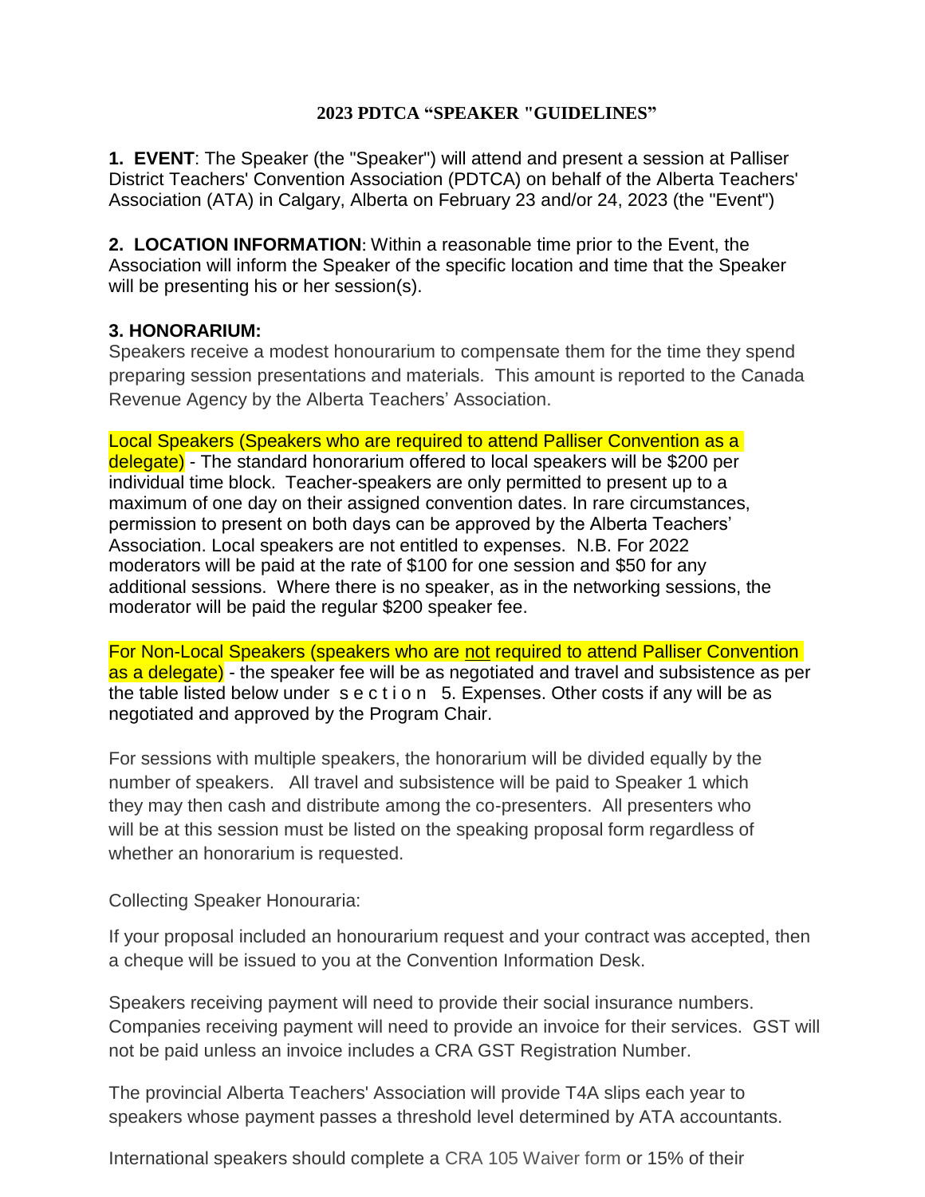# 2023 PDTCA "SPEAKER "GUIDELINES"

**1. EVENT**: The Speaker (the "Speaker") will attend and present a session at Palliser District Teachers' Convention Association (PDTCA) on behalf of the Alberta Teachers' Association (ATA) in Calgary, Alberta on February 23 and/or 24, 2023 (the "Event")

**2. LOCATION INFORMATION**: Within a reasonable time prior to the Event, the Association will inform the Speaker of the specific location and time that the Speaker will be presenting his or her session(s).

**3. HONORARIUM:**

Speakers receive a modest honourarium to compensate them for the time they spend preparing session presentations and materials. This amount is reported to the Canada Revenue Agency by the Alberta Teachers' Association.

Local Speakers (Speakers who are required to attend Palliser Convention as a delegate) - The standard honorarium offered to local speakers will be $200 per individual time block. Teacher-speakers are only permitted to present up to a maximum of one day on their assigned convention dates. In rare circumstances, permission to present on both days can be approved by the Alberta Teachers' Association. Local speakers are not entitled to expenses. N.B. For 2022 moderators will be paid at the rate of $100 for one session and $50 for any additional sessions. Where there is no speaker, as in the networking sessions, the moderator will be paid the regular $200 speaker fee.

For Non-Local Speakers (speakers who are <u>not</u> required to attend Palliser Convention as a delegate) - the speaker fee will be as negotiated and travel and subsistence as per the table listed below under section 5. Expenses. Other costs if any will be as negotiated and approved by the Program Chair.

For sessions with multiple speakers, the honorarium will be divided equally by the number of speakers. All travel and subsistence will be paid to Speaker 1 which they may then cash and distribute among the co-presenters. All presenters who will be at this session must be listed on the speaking proposal form regardless of whether an honorarium is requested.

Collecting Speaker Honouraria:

If your proposal included an honourarium request and your contract was accepted, then a cheque will be issued to you at the Convention Information Desk.

Speakers receiving payment will need to provide their social insurance numbers. Companies receiving payment will need to provide an invoice for their services. GST will not be paid unless an invoice includes a CRA GST Registration Number.

The provincial Alberta Teachers' Association will provide T4A slips each year to speakers whose payment passes a threshold level determined by ATA accountants.

International speakers should complete a CRA 105 Waiver form or 15% of their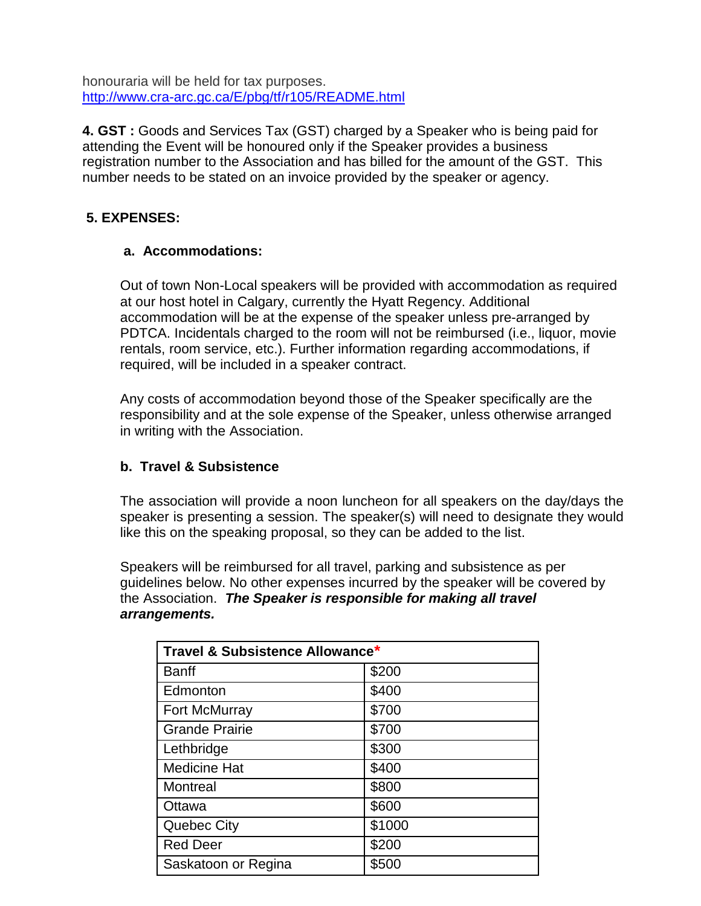honouraria will be held for tax purposes.
http://www.cra-arc.gc.ca/E/pbg/tf/r105/README.html

**4. GST :** Goods and Services Tax (GST) charged by a Speaker who is being paid for attending the Event will be honoured only if the Speaker provides a business registration number to the Association and has billed for the amount of the GST. This number needs to be stated on an invoice provided by the speaker or agency.

**5. EXPENSES:**

**a. Accommodations:**

Out of town Non-Local speakers will be provided with accommodation as required at our host hotel in Calgary, currently the Hyatt Regency. Additional accommodation will be at the expense of the speaker unless pre-arranged by PDTCA. Incidentals charged to the room will not be reimbursed (i.e., liquor, movie rentals, room service, etc.). Further information regarding accommodations, if required, will be included in a speaker contract.

Any costs of accommodation beyond those of the Speaker specifically are the responsibility and at the sole expense of the Speaker, unless otherwise arranged in writing with the Association.

**b. Travel & Subsistence**

The association will provide a noon luncheon for all speakers on the day/days the speaker is presenting a session. The speaker(s) will need to designate they would like this on the speaking proposal, so they can be added to the list.

Speakers will be reimbursed for all travel, parking and subsistence as per guidelines below. No other expenses incurred by the speaker will be covered by the Association. ***The Speaker is responsible for making all travel arrangements.***

| Travel & Subsistence Allowance* | |
|---|---|
| Banff | $200 |
| Edmonton | $400 |
| Fort McMurray | $700 |
| Grande Prairie | $700 |
| Lethbridge | $300 |
| Medicine Hat | $400 |
| Montreal | $800 |
| Ottawa | $600 |
| Quebec City | $1000 |
| Red Deer | $200 |
| Saskatoon or Regina | $500 |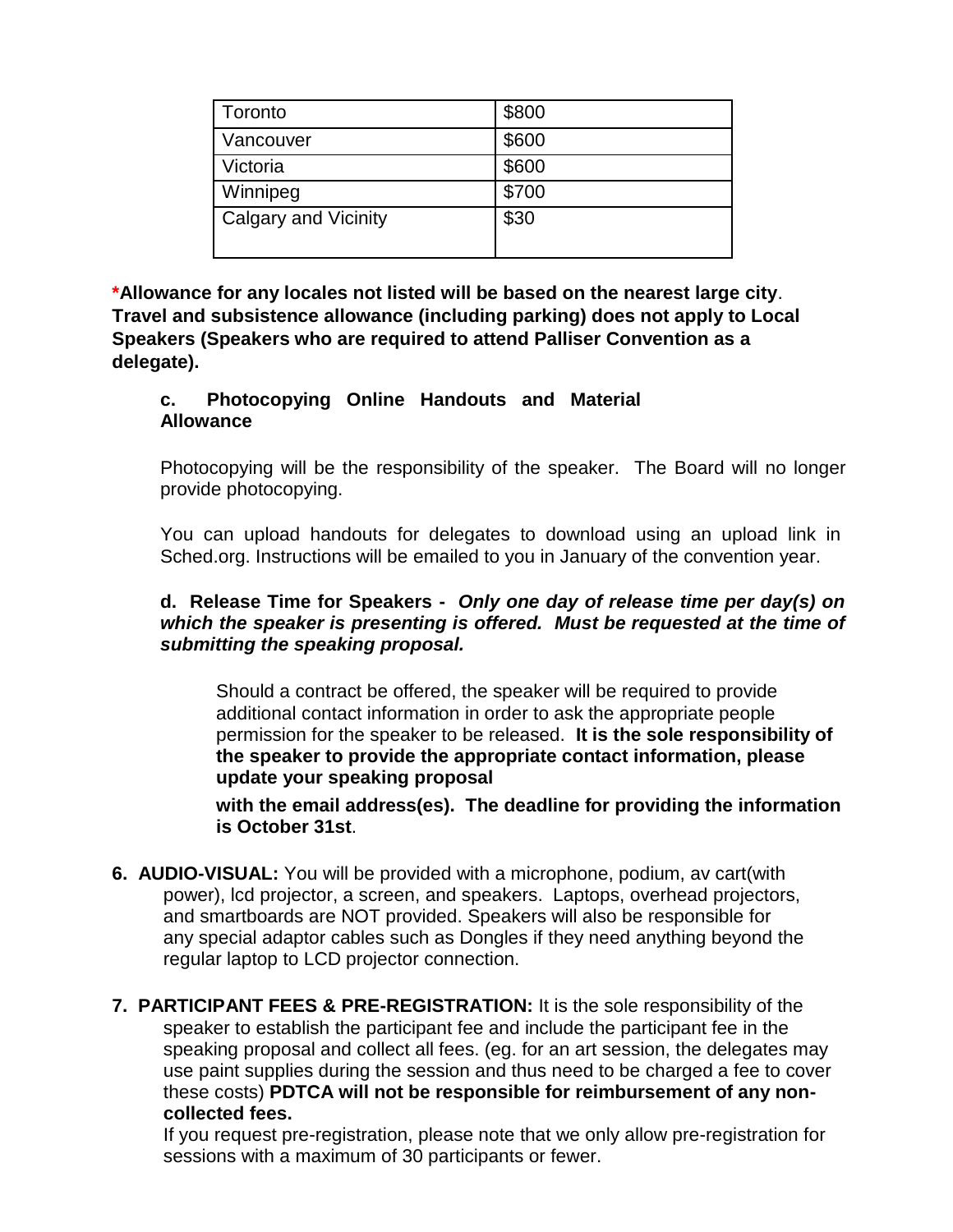| Toronto | $800 |
|---|---|
| Vancouver | $600 |
| Victoria | $600 |
| Winnipeg | $700 |
| Calgary and Vicinity | $30 |

***Allowance for any locales not listed will be based on the nearest large city**. **Travel and subsistence allowance (including parking) does not apply to Local Speakers (Speakers who are required to attend Palliser Convention as a delegate).**

**c. Photocopying Online Handouts and Material Allowance**

Photocopying will be the responsibility of the speaker. The Board will no longer provide photocopying.

You can upload handouts for delegates to download using an upload link in Sched.org. Instructions will be emailed to you in January of the convention year.

**d. Release Time for Speakers -** ***Only one day of release time per day(s) on which the speaker is presenting is offered. Must be requested at the time of submitting the speaking proposal.***

Should a contract be offered, the speaker will be required to provide additional contact information in order to ask the appropriate people permission for the speaker to be released. **It is the sole responsibility of the speaker to provide the appropriate contact information, please update your speaking proposal with the email address(es). The deadline for providing the information is October 31st**.

6. **AUDIO-VISUAL:** You will be provided with a microphone, podium, av cart(with power), lcd projector, a screen, and speakers. Laptops, overhead projectors, and smartboards are NOT provided. Speakers will also be responsible for any special adaptor cables such as Dongles if they need anything beyond the regular laptop to LCD projector connection.

7. **PARTICIPANT FEES & PRE-REGISTRATION:** It is the sole responsibility of the speaker to establish the participant fee and include the participant fee in the speaking proposal and collect all fees. (eg. for an art session, the delegates may use paint supplies during the session and thus need to be charged a fee to cover these costs) **PDTCA will not be responsible for reimbursement of any non-collected fees.**

   If you request pre-registration, please note that we only allow pre-registration for sessions with a maximum of 30 participants or fewer.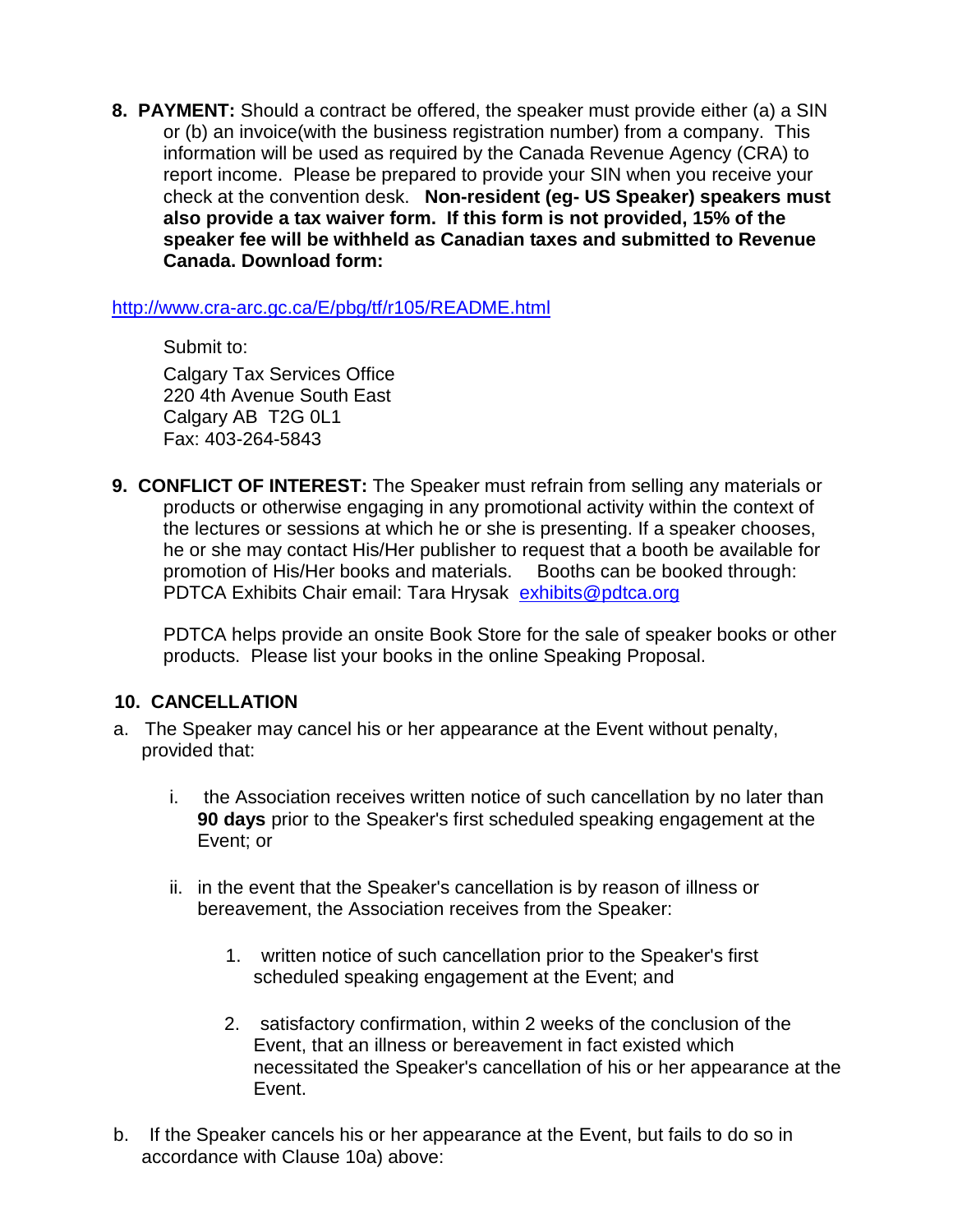8. **PAYMENT:** Should a contract be offered, the speaker must provide either (a) a SIN or (b) an invoice(with the business registration number) from a company. This information will be used as required by the Canada Revenue Agency (CRA) to report income. Please be prepared to provide your SIN when you receive your check at the convention desk. **Non-resident (eg- US Speaker) speakers must also provide a tax waiver form. If this form is not provided, 15% of the speaker fee will be withheld as Canadian taxes and submitted to Revenue Canada. Download form:**

[http://www.cra-arc.gc.ca/E/pbg/tf/r105/README.html](http://www.cra-arc.gc.ca/E/pbg/tf/r105/README.html)

Submit to:

Calgary Tax Services Office
220 4th Avenue South East
Calgary AB T2G 0L1
Fax: 403-264-5843

9. **CONFLICT OF INTEREST:** The Speaker must refrain from selling any materials or products or otherwise engaging in any promotional activity within the context of the lectures or sessions at which he or she is presenting. If a speaker chooses, he or she may contact His/Her publisher to request that a booth be available for promotion of His/Her books and materials. Booths can be booked through: PDTCA Exhibits Chair email: Tara Hrysak [exhibits@pdtca.org](mailto:exhibits@pdtca.org)

   PDTCA helps provide an onsite Book Store for the sale of speaker books or other products. Please list your books in the online Speaking Proposal.

## 10. CANCELLATION

a. The Speaker may cancel his or her appearance at the Event without penalty, provided that:

   i. the Association receives written notice of such cancellation by no later than **90 days** prior to the Speaker's first scheduled speaking engagement at the Event; or

   ii. in the event that the Speaker's cancellation is by reason of illness or bereavement, the Association receives from the Speaker:

      1. written notice of such cancellation prior to the Speaker's first scheduled speaking engagement at the Event; and

      2. satisfactory confirmation, within 2 weeks of the conclusion of the Event, that an illness or bereavement in fact existed which necessitated the Speaker's cancellation of his or her appearance at the Event.

b. If the Speaker cancels his or her appearance at the Event, but fails to do so in accordance with Clause 10a) above: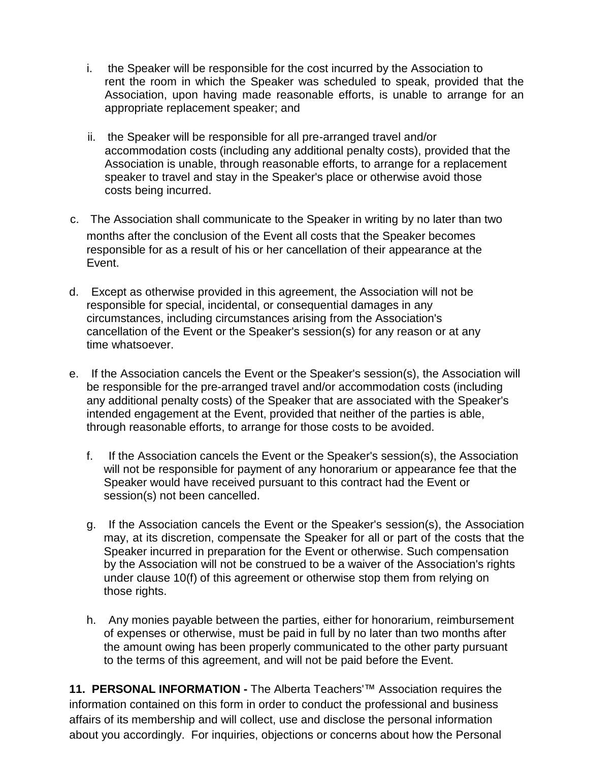i. the Speaker will be responsible for the cost incurred by the Association to rent the room in which the Speaker was scheduled to speak, provided that the Association, upon having made reasonable efforts, is unable to arrange for an appropriate replacement speaker; and

ii. the Speaker will be responsible for all pre-arranged travel and/or accommodation costs (including any additional penalty costs), provided that the Association is unable, through reasonable efforts, to arrange for a replacement speaker to travel and stay in the Speaker's place or otherwise avoid those costs being incurred.

c. The Association shall communicate to the Speaker in writing by no later than two months after the conclusion of the Event all costs that the Speaker becomes responsible for as a result of his or her cancellation of their appearance at the Event.

d. Except as otherwise provided in this agreement, the Association will not be responsible for special, incidental, or consequential damages in any circumstances, including circumstances arising from the Association's cancellation of the Event or the Speaker's session(s) for any reason or at any time whatsoever.

e. If the Association cancels the Event or the Speaker's session(s), the Association will be responsible for the pre-arranged travel and/or accommodation costs (including any additional penalty costs) of the Speaker that are associated with the Speaker's intended engagement at the Event, provided that neither of the parties is able, through reasonable efforts, to arrange for those costs to be avoided.

f. If the Association cancels the Event or the Speaker's session(s), the Association will not be responsible for payment of any honorarium or appearance fee that the Speaker would have received pursuant to this contract had the Event or session(s) not been cancelled.

g. If the Association cancels the Event or the Speaker's session(s), the Association may, at its discretion, compensate the Speaker for all or part of the costs that the Speaker incurred in preparation for the Event or otherwise. Such compensation by the Association will not be construed to be a waiver of the Association's rights under clause 10(f) of this agreement or otherwise stop them from relying on those rights.

h. Any monies payable between the parties, either for honorarium, reimbursement of expenses or otherwise, must be paid in full by no later than two months after the amount owing has been properly communicated to the other party pursuant to the terms of this agreement, and will not be paid before the Event.

**11. PERSONAL INFORMATION -** The Alberta Teachers'™ Association requires the information contained on this form in order to conduct the professional and business affairs of its membership and will collect, use and disclose the personal information about you accordingly. For inquiries, objections or concerns about how the Personal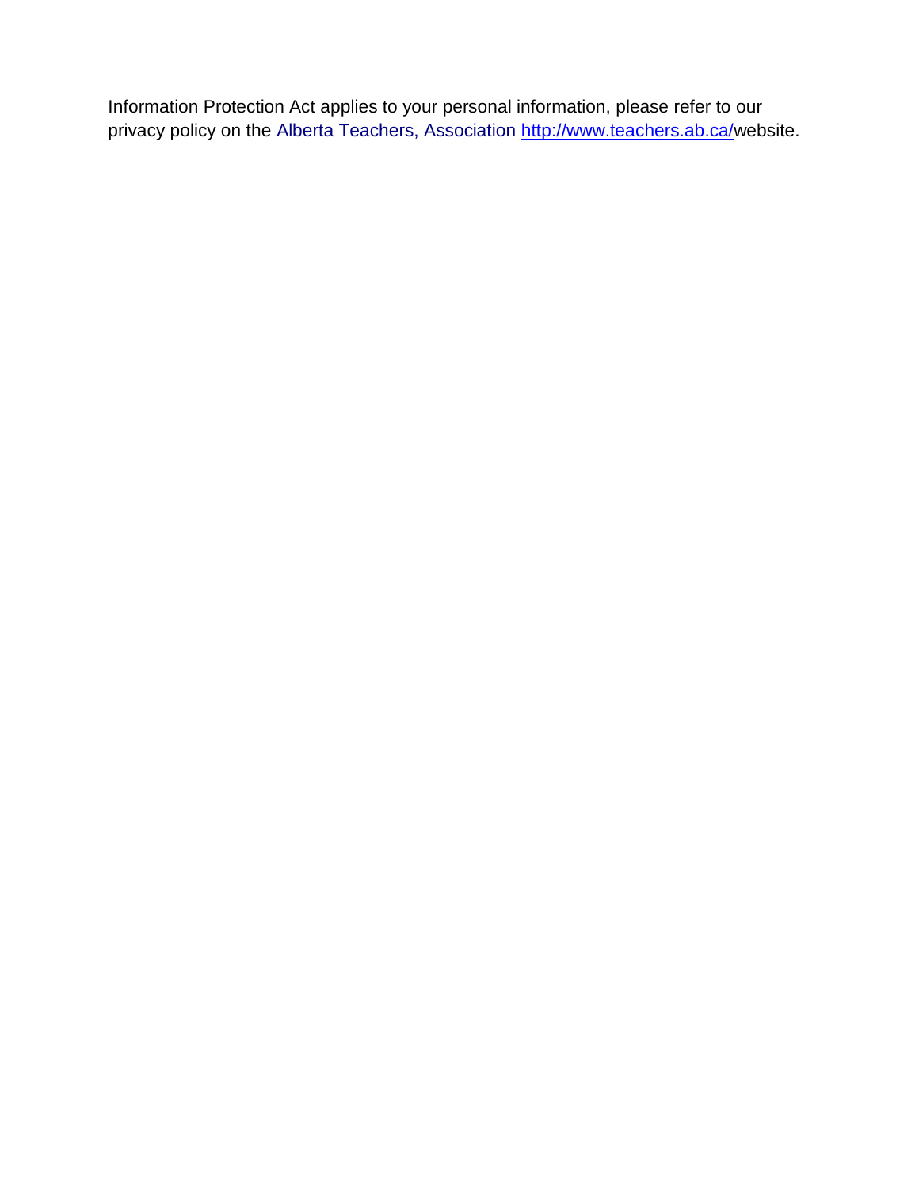Information Protection Act applies to your personal information, please refer to our privacy policy on the Alberta Teachers, Association http://www.teachers.ab.ca/website.